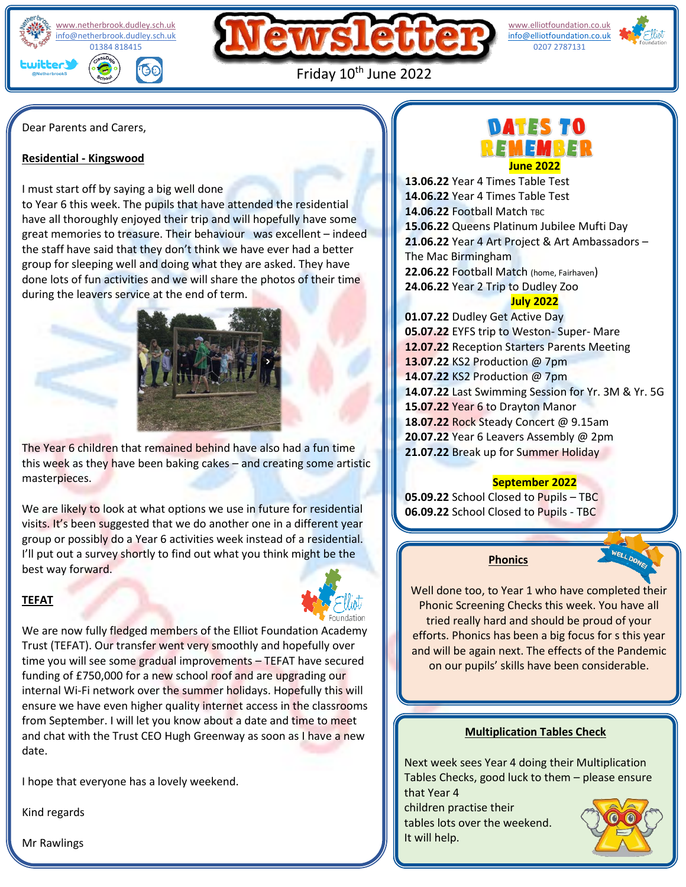www.netherbrook.dudley.sch.uk
info@netherbrook.dudley.sch.uk
01384 818415

# Newsletter

Friday 10th June 2022

www.elliotfoundation.co.uk
info@elliotfoundation.co.uk
0207 2787131

Dear Parents and Carers,

**Residential - Kingswood**

I must start off by saying a big well done to Year 6 this week. The pupils that have attended the residential have all thoroughly enjoyed their trip and will hopefully have some great memories to treasure. Their behaviour was excellent – indeed the staff have said that they don't think we have ever had a better group for sleeping well and doing what they are asked. They have done lots of fun activities and we will share the photos of their time during the leavers service at the end of term.

The Year 6 children that remained behind have also had a fun time this week as they have been baking cakes – and creating some artistic masterpieces.

We are likely to look at what options we use in future for residential visits. It's been suggested that we do another one in a different year group or possibly do a Year 6 activities week instead of a residential. I'll put out a survey shortly to find out what you think might be the best way forward.

**TEFAT**

We are now fully fledged members of the Elliot Foundation Academy Trust (TEFAT). Our transfer went very smoothly and hopefully over time you will see some gradual improvements – TEFAT have secured funding of £750,000 for a new school roof and are upgrading our internal Wi-Fi network over the summer holidays. Hopefully this will ensure we have even higher quality internet access in the classrooms from September. I will let you know about a date and time to meet and chat with the Trust CEO Hugh Greenway as soon as I have a new date.

I hope that everyone has a lovely weekend.

Kind regards

Mr Rawlings

## DATES TO REMEMBER

**June 2022**

**13.06.22** Year 4 Times Table Test
**14.06.22** Year 4 Times Table Test
**14.06.22** Football Match TBC
**15.06.22** Queens Platinum Jubilee Mufti Day
**21.06.22** Year 4 Art Project & Art Ambassadors – The Mac Birmingham
**22.06.22** Football Match (home, Fairhaven)
**24.06.22** Year 2 Trip to Dudley Zoo

**July 2022**

**01.07.22** Dudley Get Active Day
**05.07.22** EYFS trip to Weston- Super- Mare
**12.07.22** Reception Starters Parents Meeting
**13.07.22** KS2 Production @ 7pm
**14.07.22** KS2 Production @ 7pm
**14.07.22** Last Swimming Session for Yr. 3M & Yr. 5G
**15.07.22** Year 6 to Drayton Manor
**18.07.22** Rock Steady Concert @ 9.15am
**20.07.22** Year 6 Leavers Assembly @ 2pm
**21.07.22** Break up for Summer Holiday

**September 2022**

**05.09.22** School Closed to Pupils – TBC
**06.09.22** School Closed to Pupils - TBC

**Phonics**

Well done too, to Year 1 who have completed their Phonic Screening Checks this week. You have all tried really hard and should be proud of your efforts. Phonics has been a big focus for s this year and will be again next. The effects of the Pandemic on our pupils' skills have been considerable.

**Multiplication Tables Check**

Next week sees Year 4 doing their Multiplication Tables Checks, good luck to them – please ensure that Year 4 children practise their tables lots over the weekend. It will help.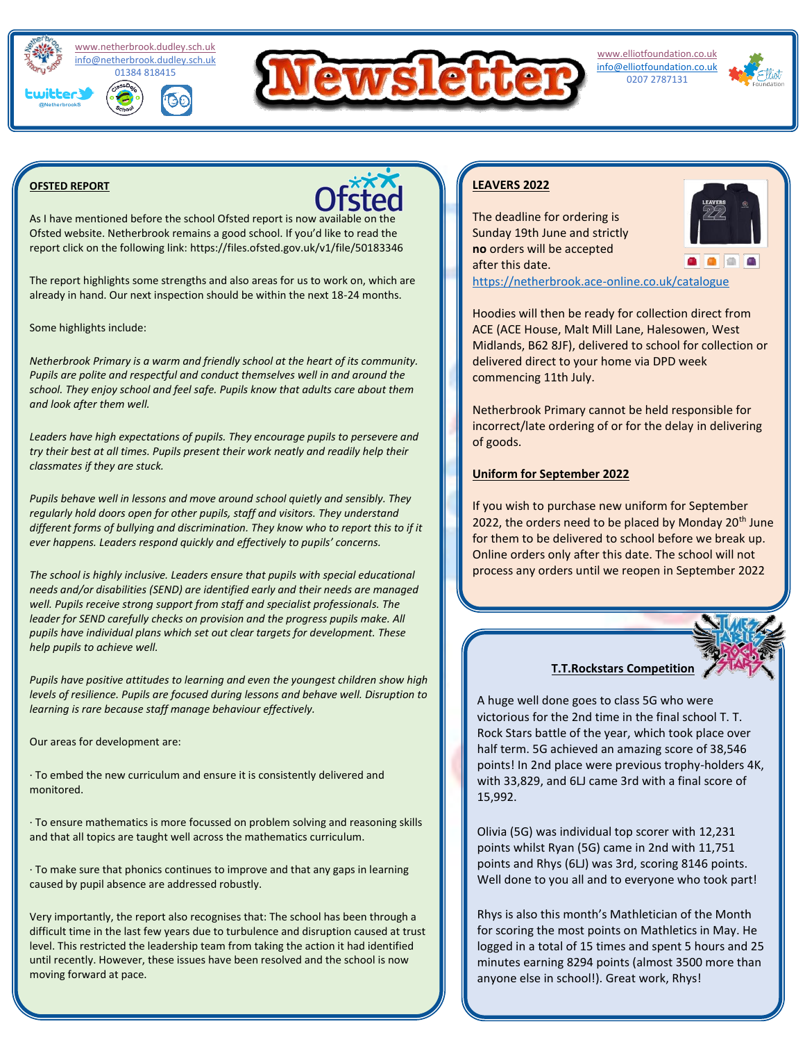www.netherbrook.dudley.sch.uk
info@netherbrook.dudley.sch.uk
01384 818415

@NetherbrookS

# Newsletter

www.elliotfoundation.co.uk
info@elliotfoundation.co.uk
0207 2787131

## OFSTED REPORT

As I have mentioned before the school Ofsted report is now available on the Ofsted website. Netherbrook remains a good school. If you'd like to read the report click on the following link: https://files.ofsted.gov.uk/v1/file/50183346

The report highlights some strengths and also areas for us to work on, which are already in hand. Our next inspection should be within the next 18-24 months.

Some highlights include:

*Netherbrook Primary is a warm and friendly school at the heart of its community. Pupils are polite and respectful and conduct themselves well in and around the school. They enjoy school and feel safe. Pupils know that adults care about them and look after them well.*

*Leaders have high expectations of pupils. They encourage pupils to persevere and try their best at all times. Pupils present their work neatly and readily help their classmates if they are stuck.*

*Pupils behave well in lessons and move around school quietly and sensibly. They regularly hold doors open for other pupils, staff and visitors. They understand different forms of bullying and discrimination. They know who to report this to if it ever happens. Leaders respond quickly and effectively to pupils' concerns.*

*The school is highly inclusive. Leaders ensure that pupils with special educational needs and/or disabilities (SEND) are identified early and their needs are managed well. Pupils receive strong support from staff and specialist professionals. The leader for SEND carefully checks on provision and the progress pupils make. All pupils have individual plans which set out clear targets for development. These help pupils to achieve well.*

*Pupils have positive attitudes to learning and even the youngest children show high levels of resilience. Pupils are focused during lessons and behave well. Disruption to learning is rare because staff manage behaviour effectively.*

Our areas for development are:

· To embed the new curriculum and ensure it is consistently delivered and monitored.

· To ensure mathematics is more focussed on problem solving and reasoning skills and that all topics are taught well across the mathematics curriculum.

· To make sure that phonics continues to improve and that any gaps in learning caused by pupil absence are addressed robustly.

Very importantly, the report also recognises that: The school has been through a difficult time in the last few years due to turbulence and disruption caused at trust level. This restricted the leadership team from taking the action it had identified until recently. However, these issues have been resolved and the school is now moving forward at pace.

## LEAVERS 2022

The deadline for ordering is Sunday 19th June and strictly **no** orders will be accepted after this date.
https://netherbrook.ace-online.co.uk/catalogue

Hoodies will then be ready for collection direct from ACE (ACE House, Malt Mill Lane, Halesowen, West Midlands, B62 8JF), delivered to school for collection or delivered direct to your home via DPD week commencing 11th July.

Netherbrook Primary cannot be held responsible for incorrect/late ordering of or for the delay in delivering of goods.

## Uniform for September 2022

If you wish to purchase new uniform for September 2022, the orders need to be placed by Monday 20th June for them to be delivered to school before we break up. Online orders only after this date. The school will not process any orders until we reopen in September 2022

## T.T.Rockstars Competition

A huge well done goes to class 5G who were victorious for the 2nd time in the final school T. T. Rock Stars battle of the year, which took place over half term. 5G achieved an amazing score of 38,546 points! In 2nd place were previous trophy-holders 4K, with 33,829, and 6LJ came 3rd with a final score of 15,992.

Olivia (5G) was individual top scorer with 12,231 points whilst Ryan (5G) came in 2nd with 11,751 points and Rhys (6LJ) was 3rd, scoring 8146 points. Well done to you all and to everyone who took part!

Rhys is also this month's Mathletician of the Month for scoring the most points on Mathletics in May. He logged in a total of 15 times and spent 5 hours and 25 minutes earning 8294 points (almost 3500 more than anyone else in school!). Great work, Rhys!